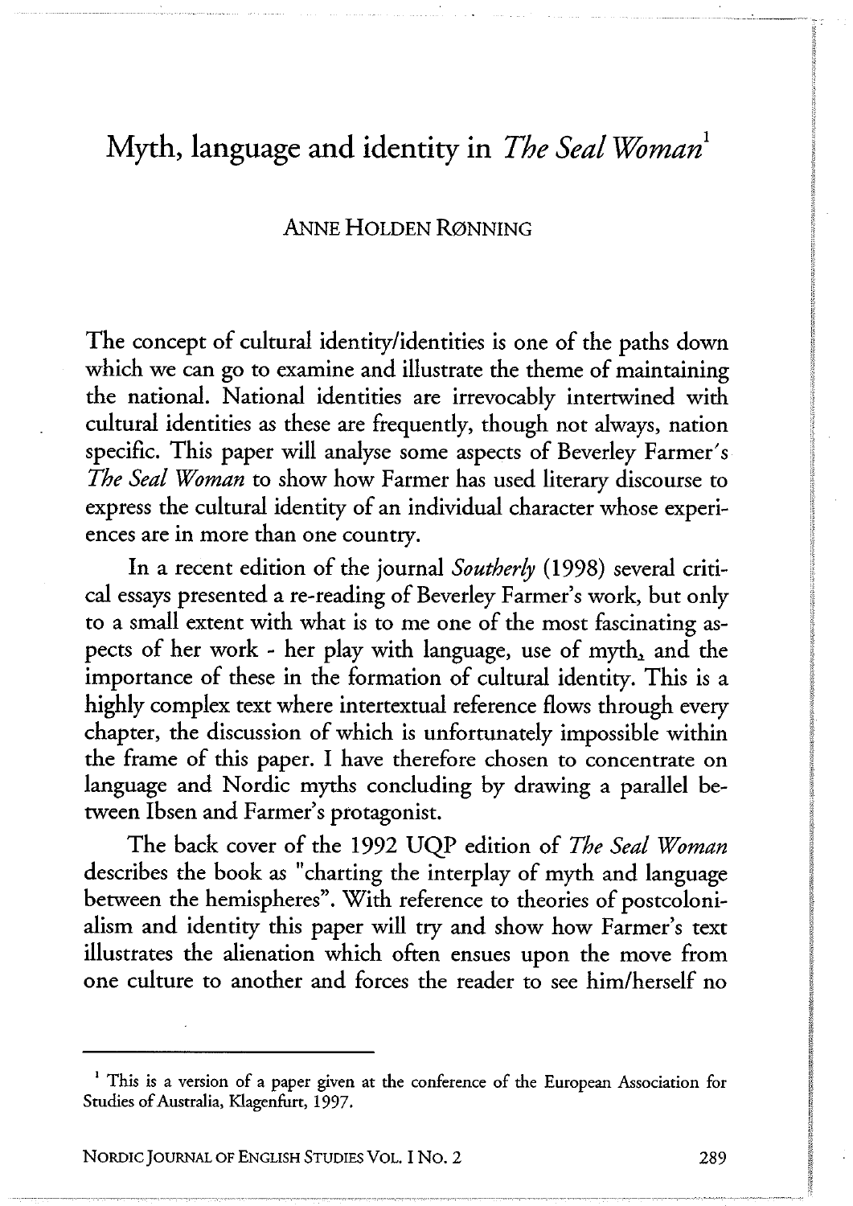# Myth, language and identity in *The Seal Woman*[1]

ANNE HOLDEN RØNNING

The concept of cultural identity/identities is one of the paths down which we can go to examine and illustrate the theme of maintaining the national. National identities are irrevocably intertwined with cultural identities as these are frequently, though not always, nation specific. This paper will analyse some aspects of Beverley Farmer's *The Seal Woman* to show how Farmer has used literary discourse to express the cultural identity of an individual character whose experiences are in more than one country.

In a recent edition of the journal *Southerly* (1998) several critical essays presented a re-reading of Beverley Farmer's work, but only to a small extent with what is to me one of the most fascinating aspects of her work - her play with language, use of myth, and the importance of these in the formation of cultural identity. This is a highly complex text where intertextual reference flows through every chapter, the discussion of which is unfortunately impossible within the frame of this paper. I have therefore chosen to concentrate on language and Nordic myths concluding by drawing a parallel between Ibsen and Farmer's protagonist.

The back cover of the 1992 UQP edition of *The Seal Woman* describes the book as "charting the interplay of myth and language between the hemispheres". With reference to theories of postcolonialism and identity this paper will try and show how Farmer's text illustrates the alienation which often ensues upon the move from one culture to another and forces the reader to see him/herself no

[1] This is a version of a paper given at the conference of the European Association for Studies of Australia, Klagenfurt, 1997.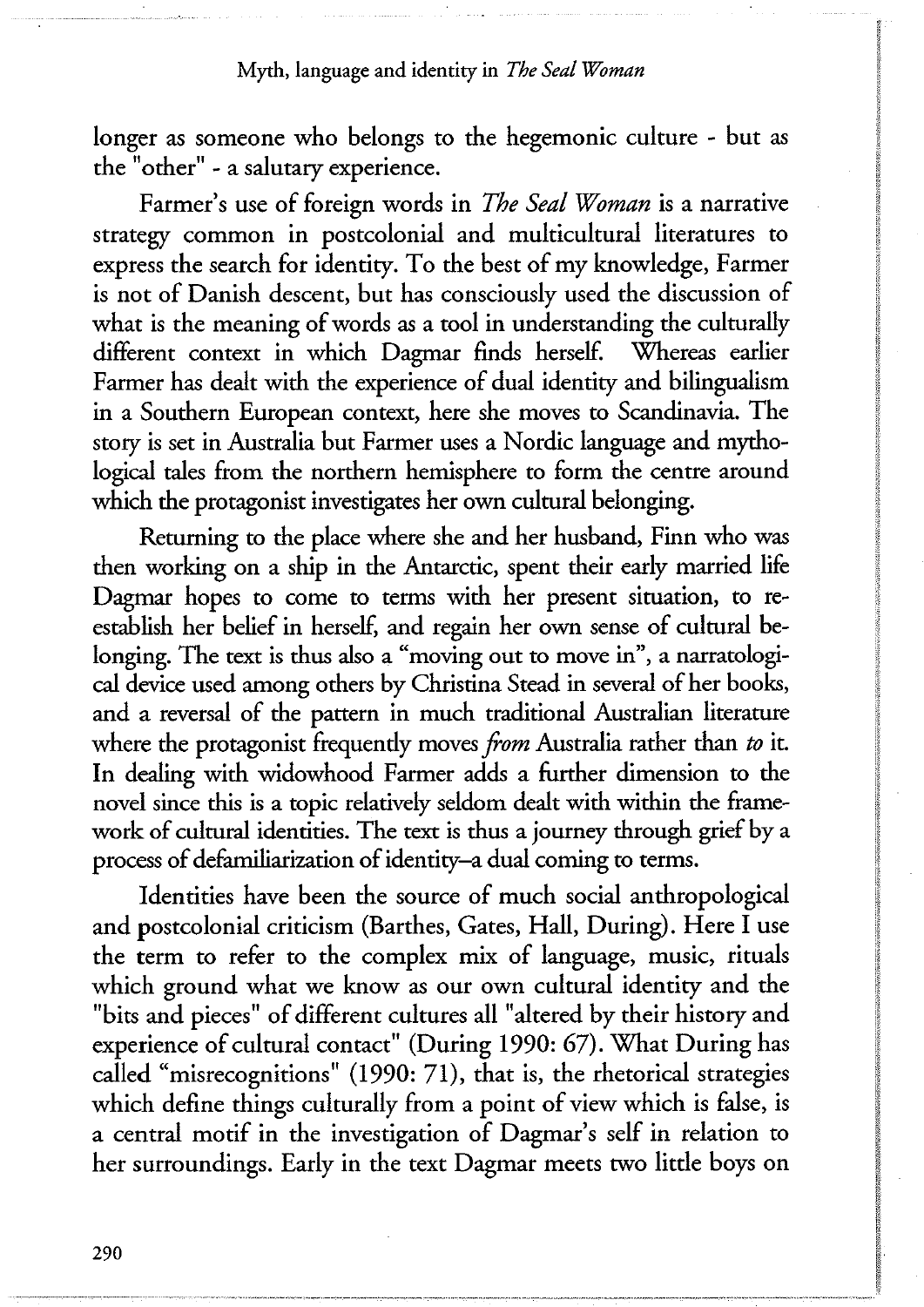longer as someone who belongs to the hegemonic culture - but as the "other" - a salutary experience.

Farmer's use of foreign words in *The Seal Woman* is a narrative strategy common in postcolonial and multicultural literatures to express the search for identity. To the best of my knowledge, Farmer is not of Danish descent, but has consciously used the discussion of what is the meaning of words as a tool in understanding the culturally different context in which Dagmar finds herself. Whereas earlier Farmer has dealt with the experience of dual identity and bilingualism in a Southern European context, here she moves to Scandinavia. The story is set in Australia but Farmer uses a Nordic language and mythological tales from the northern hemisphere to form the centre around which the protagonist investigates her own cultural belonging.

Returning to the place where she and her husband, Finn who was then working on a ship in the Antarctic, spent their early married life Dagmar hopes to come to terms with her present situation, to re-establish her belief in herself, and regain her own sense of cultural belonging. The text is thus also a "moving out to move in", a narratological device used among others by Christina Stead in several of her books, and a reversal of the pattern in much traditional Australian literature where the protagonist frequently moves *from* Australia rather than *to* it. In dealing with widowhood Farmer adds a further dimension to the novel since this is a topic relatively seldom dealt with within the framework of cultural identities. The text is thus a journey through grief by a process of defamiliarization of identity–a dual coming to terms.

Identities have been the source of much social anthropological and postcolonial criticism (Barthes, Gates, Hall, During). Here I use the term to refer to the complex mix of language, music, rituals which ground what we know as our own cultural identity and the "bits and pieces" of different cultures all "altered by their history and experience of cultural contact" (During 1990: 67). What During has called "misrecognitions" (1990: 71), that is, the rhetorical strategies which define things culturally from a point of view which is false, is a central motif in the investigation of Dagmar's self in relation to her surroundings. Early in the text Dagmar meets two little boys on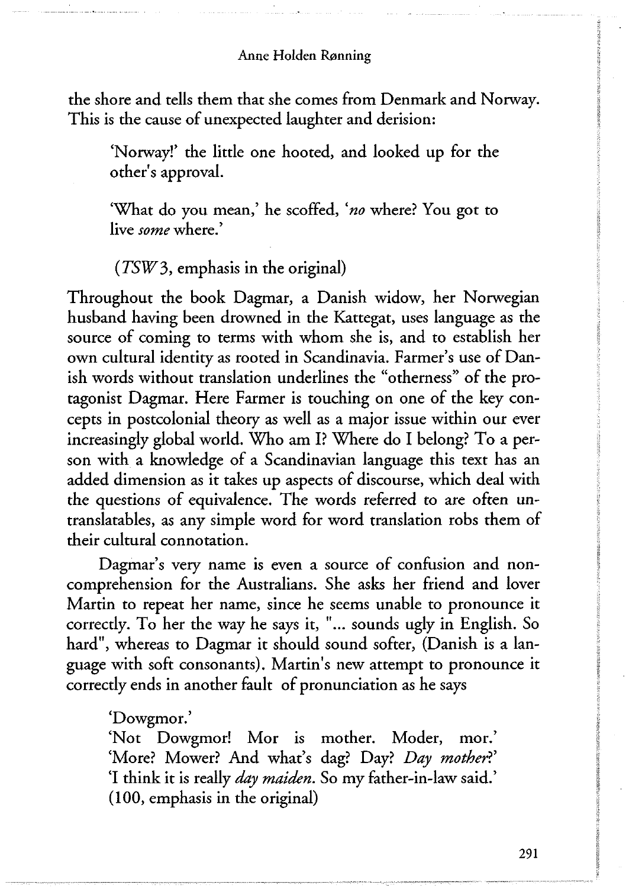the shore and tells them that she comes from Denmark and Norway. This is the cause of unexpected laughter and derision:

> 'Norway!' the little one hooted, and looked up for the other's approval.
>
> 'What do you mean,' he scoffed, '*no* where? You got to live *some* where.'
>
> (*TSW* 3, emphasis in the original)

Throughout the book Dagmar, a Danish widow, her Norwegian husband having been drowned in the Kattegat, uses language as the source of coming to terms with whom she is, and to establish her own cultural identity as rooted in Scandinavia. Farmer's use of Danish words without translation underlines the "otherness" of the protagonist Dagmar. Here Farmer is touching on one of the key concepts in postcolonial theory as well as a major issue within our ever increasingly global world. Who am I? Where do I belong? To a person with a knowledge of a Scandinavian language this text has an added dimension as it takes up aspects of discourse, which deal with the questions of equivalence. The words referred to are often untranslatables, as any simple word for word translation robs them of their cultural connotation.

Dagmar's very name is even a source of confusion and non-comprehension for the Australians. She asks her friend and lover Martin to repeat her name, since he seems unable to pronounce it correctly. To her the way he says it, "... sounds ugly in English. So hard", whereas to Dagmar it should sound softer, (Danish is a language with soft consonants). Martin's new attempt to pronounce it correctly ends in another fault of pronunciation as he says

> 'Dowgmor.'
> 'Not Dowgmor! Mor is mother. Moder, mor.'
> 'More? Mower? And what's dag? Day? *Day mother*?'
> 'I think it is really *day maiden*. So my father-in-law said.'
> (100, emphasis in the original)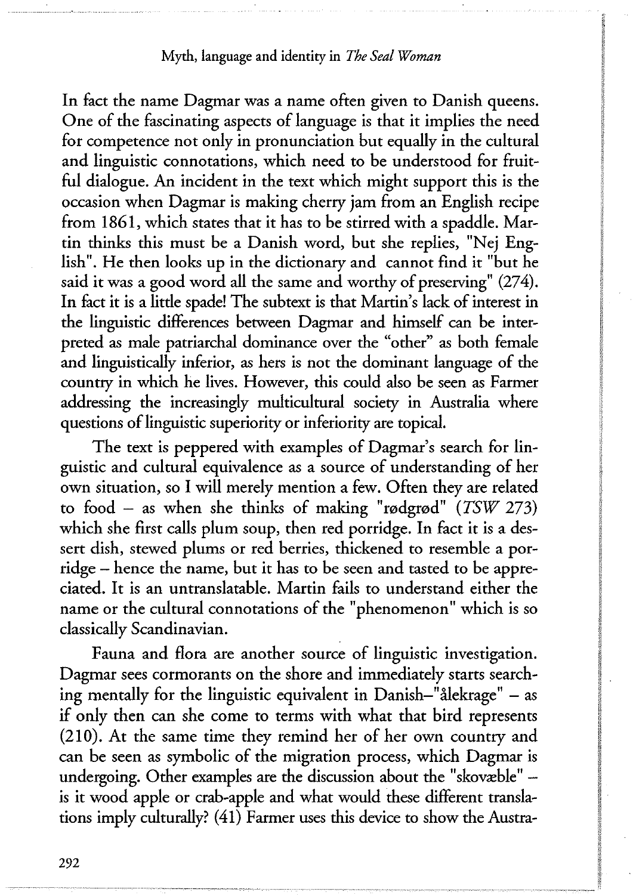In fact the name Dagmar was a name often given to Danish queens. One of the fascinating aspects of language is that it implies the need for competence not only in pronunciation but equally in the cultural and linguistic connotations, which need to be understood for fruitful dialogue. An incident in the text which might support this is the occasion when Dagmar is making cherry jam from an English recipe from 1861, which states that it has to be stirred with a spaddle. Martin thinks this must be a Danish word, but she replies, "Nej English". He then looks up in the dictionary and cannot find it "but he said it was a good word all the same and worthy of preserving" (274). In fact it is a little spade! The subtext is that Martin's lack of interest in the linguistic differences between Dagmar and himself can be interpreted as male patriarchal dominance over the "other" as both female and linguistically inferior, as hers is not the dominant language of the country in which he lives. However, this could also be seen as Farmer addressing the increasingly multicultural society in Australia where questions of linguistic superiority or inferiority are topical.

The text is peppered with examples of Dagmar's search for linguistic and cultural equivalence as a source of understanding of her own situation, so I will merely mention a few. Often they are related to food – as when she thinks of making "rødgrød" (*TSW* 273) which she first calls plum soup, then red porridge. In fact it is a dessert dish, stewed plums or red berries, thickened to resemble a porridge – hence the name, but it has to be seen and tasted to be appreciated. It is an untranslatable. Martin fails to understand either the name or the cultural connotations of the "phenomenon" which is so classically Scandinavian.

Fauna and flora are another source of linguistic investigation. Dagmar sees cormorants on the shore and immediately starts searching mentally for the linguistic equivalent in Danish–"ålekrage" – as if only then can she come to terms with what that bird represents (210). At the same time they remind her of her own country and can be seen as symbolic of the migration process, which Dagmar is undergoing. Other examples are the discussion about the "skovæble" – is it wood apple or crab-apple and what would these different translations imply culturally? (41) Farmer uses this device to show the Austra-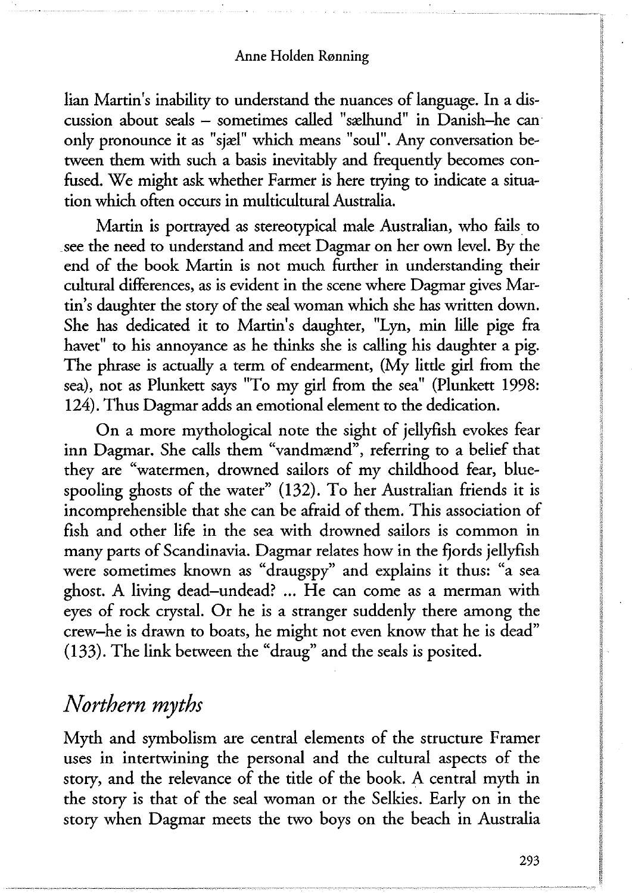lian Martin's inability to understand the nuances of language. In a discussion about seals – sometimes called "sælhund" in Danish–he can only pronounce it as "sjæl" which means "soul". Any conversation between them with such a basis inevitably and frequently becomes confused. We might ask whether Farmer is here trying to indicate a situation which often occurs in multicultural Australia.

Martin is portrayed as stereotypical male Australian, who fails to see the need to understand and meet Dagmar on her own level. By the end of the book Martin is not much further in understanding their cultural differences, as is evident in the scene where Dagmar gives Martin's daughter the story of the seal woman which she has written down. She has dedicated it to Martin's daughter, "Lyn, min lille pige fra havet" to his annoyance as he thinks she is calling his daughter a pig. The phrase is actually a term of endearment, (My little girl from the sea), not as Plunkett says "To my girl from the sea" (Plunkett 1998: 124). Thus Dagmar adds an emotional element to the dedication.

On a more mythological note the sight of jellyfish evokes fear inn Dagmar. She calls them "vandmænd", referring to a belief that they are "watermen, drowned sailors of my childhood fear, blue-spooling ghosts of the water" (132). To her Australian friends it is incomprehensible that she can be afraid of them. This association of fish and other life in the sea with drowned sailors is common in many parts of Scandinavia. Dagmar relates how in the fjords jellyfish were sometimes known as "draugspy" and explains it thus: "a sea ghost. A living dead–undead? ... He can come as a merman with eyes of rock crystal. Or he is a stranger suddenly there among the crew–he is drawn to boats, he might not even know that he is dead" (133). The link between the "draug" and the seals is posited.

## *Northern myths*

Myth and symbolism are central elements of the structure Framer uses in intertwining the personal and the cultural aspects of the story, and the relevance of the title of the book. A central myth in the story is that of the seal woman or the Selkies. Early on in the story when Dagmar meets the two boys on the beach in Australia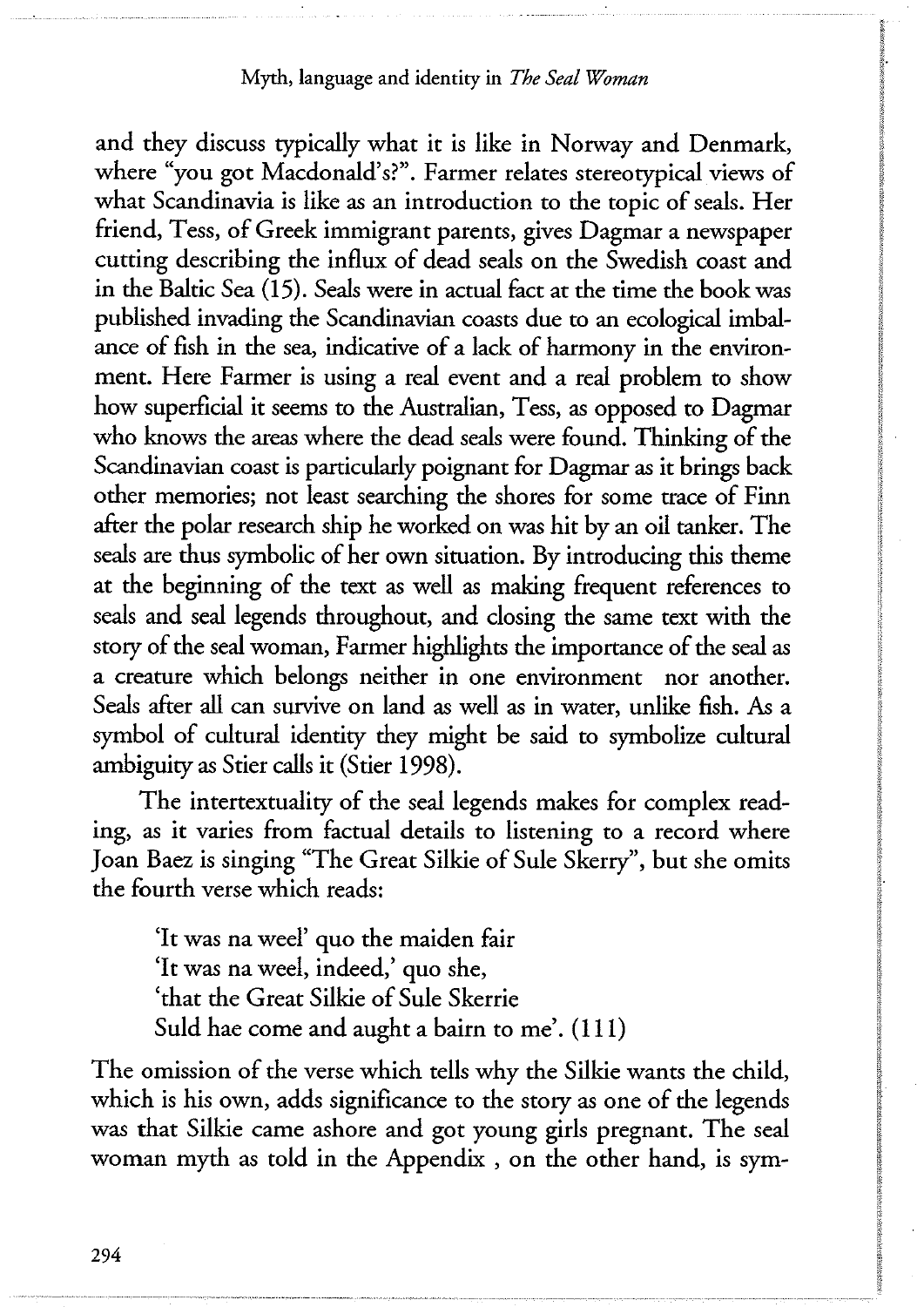and they discuss typically what it is like in Norway and Denmark, where "you got Macdonald's?". Farmer relates stereotypical views of what Scandinavia is like as an introduction to the topic of seals. Her friend, Tess, of Greek immigrant parents, gives Dagmar a newspaper cutting describing the influx of dead seals on the Swedish coast and in the Baltic Sea (15). Seals were in actual fact at the time the book was published invading the Scandinavian coasts due to an ecological imbalance of fish in the sea, indicative of a lack of harmony in the environment. Here Farmer is using a real event and a real problem to show how superficial it seems to the Australian, Tess, as opposed to Dagmar who knows the areas where the dead seals were found. Thinking of the Scandinavian coast is particularly poignant for Dagmar as it brings back other memories; not least searching the shores for some trace of Finn after the polar research ship he worked on was hit by an oil tanker. The seals are thus symbolic of her own situation. By introducing this theme at the beginning of the text as well as making frequent references to seals and seal legends throughout, and closing the same text with the story of the seal woman, Farmer highlights the importance of the seal as a creature which belongs neither in one environment nor another. Seals after all can survive on land as well as in water, unlike fish. As a symbol of cultural identity they might be said to symbolize cultural ambiguity as Stier calls it (Stier 1998).

The intertextuality of the seal legends makes for complex reading, as it varies from factual details to listening to a record where Joan Baez is singing "The Great Silkie of Sule Skerry", but she omits the fourth verse which reads:

> 'It was na weel' quo the maiden fair
> 'It was na weel, indeed,' quo she,
> 'that the Great Silkie of Sule Skerrie
> Suld hae come and aught a bairn to me'. (111)

The omission of the verse which tells why the Silkie wants the child, which is his own, adds significance to the story as one of the legends was that Silkie came ashore and got young girls pregnant. The seal woman myth as told in the Appendix , on the other hand, is sym-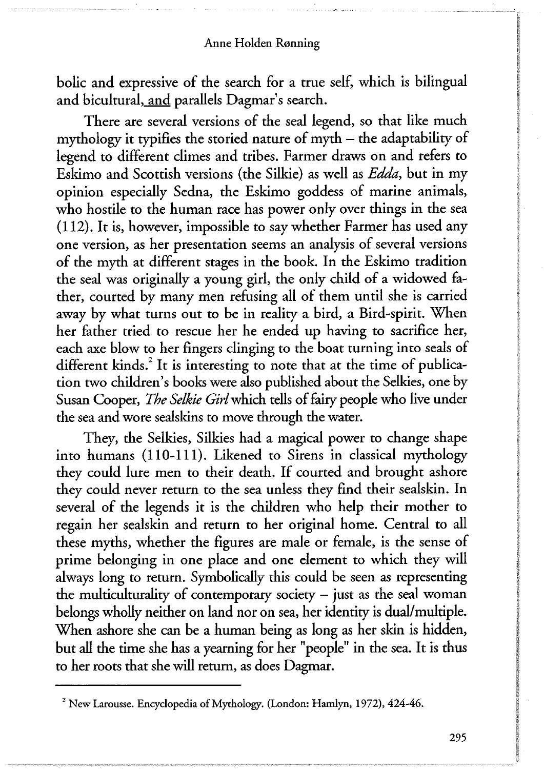bolic and expressive of the search for a true self, which is bilingual and bicultural, and parallels Dagmar's search.

There are several versions of the seal legend, so that like much mythology it typifies the storied nature of myth – the adaptability of legend to different climes and tribes. Farmer draws on and refers to Eskimo and Scottish versions (the Silkie) as well as *Edda*, but in my opinion especially Sedna, the Eskimo goddess of marine animals, who hostile to the human race has power only over things in the sea (112). It is, however, impossible to say whether Farmer has used any one version, as her presentation seems an analysis of several versions of the myth at different stages in the book. In the Eskimo tradition the seal was originally a young girl, the only child of a widowed father, courted by many men refusing all of them until she is carried away by what turns out to be in reality a bird, a Bird-spirit. When her father tried to rescue her he ended up having to sacrifice her, each axe blow to her fingers clinging to the boat turning into seals of different kinds.[2] It is interesting to note that at the time of publication two children's books were also published about the Selkies, one by Susan Cooper, *The Selkie Girl* which tells of fairy people who live under the sea and wore sealskins to move through the water.

They, the Selkies, Silkies had a magical power to change shape into humans (110-111). Likened to Sirens in classical mythology they could lure men to their death. If courted and brought ashore they could never return to the sea unless they find their sealskin. In several of the legends it is the children who help their mother to regain her sealskin and return to her original home. Central to all these myths, whether the figures are male or female, is the sense of prime belonging in one place and one element to which they will always long to return. Symbolically this could be seen as representing the multiculturality of contemporary society – just as the seal woman belongs wholly neither on land nor on sea, her identity is dual/multiple. When ashore she can be a human being as long as her skin is hidden, but all the time she has a yearning for her "people" in the sea. It is thus to her roots that she will return, as does Dagmar.

---

[2] New Larousse. Encyclopedia of Mythology. (London: Hamlyn, 1972), 424-46.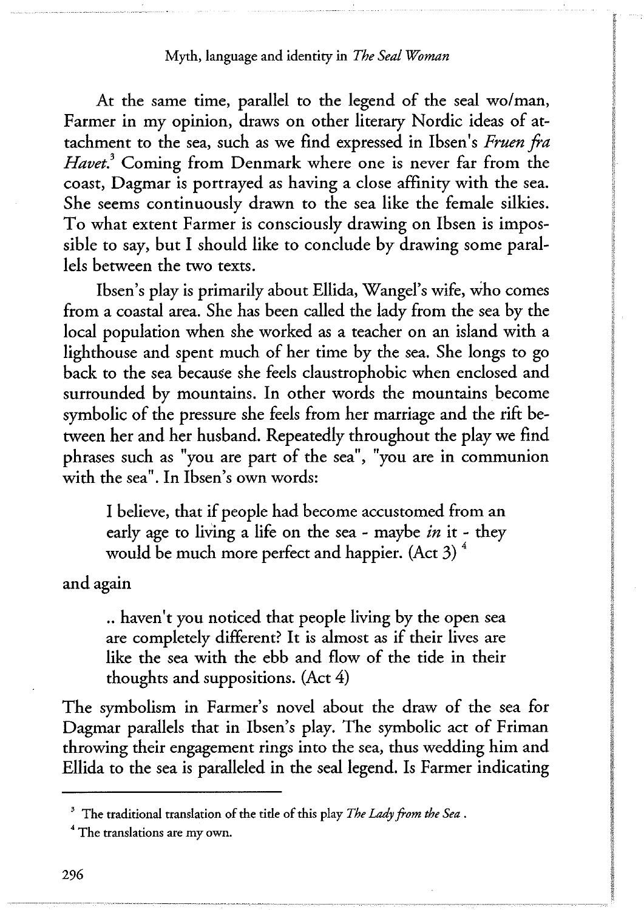At the same time, parallel to the legend of the seal wo/man, Farmer in my opinion, draws on other literary Nordic ideas of attachment to the sea, such as we find expressed in Ibsen's *Fruen fra Havet*.[3] Coming from Denmark where one is never far from the coast, Dagmar is portrayed as having a close affinity with the sea. She seems continuously drawn to the sea like the female silkies. To what extent Farmer is consciously drawing on Ibsen is impossible to say, but I should like to conclude by drawing some parallels between the two texts.

Ibsen's play is primarily about Ellida, Wangel's wife, who comes from a coastal area. She has been called the lady from the sea by the local population when she worked as a teacher on an island with a lighthouse and spent much of her time by the sea. She longs to go back to the sea because she feels claustrophobic when enclosed and surrounded by mountains. In other words the mountains become symbolic of the pressure she feels from her marriage and the rift between her and her husband. Repeatedly throughout the play we find phrases such as "you are part of the sea", "you are in communion with the sea". In Ibsen's own words:

> I believe, that if people had become accustomed from an early age to living a life on the sea - maybe *in* it - they would be much more perfect and happier. (Act 3) [4]

and again

> .. haven't you noticed that people living by the open sea are completely different? It is almost as if their lives are like the sea with the ebb and flow of the tide in their thoughts and suppositions. (Act 4)

The symbolism in Farmer's novel about the draw of the sea for Dagmar parallels that in Ibsen's play. The symbolic act of Friman throwing their engagement rings into the sea, thus wedding him and Ellida to the sea is paralleled in the seal legend. Is Farmer indicating

---

[3] The traditional translation of the title of this play *The Lady from the Sea*.

[4] The translations are my own.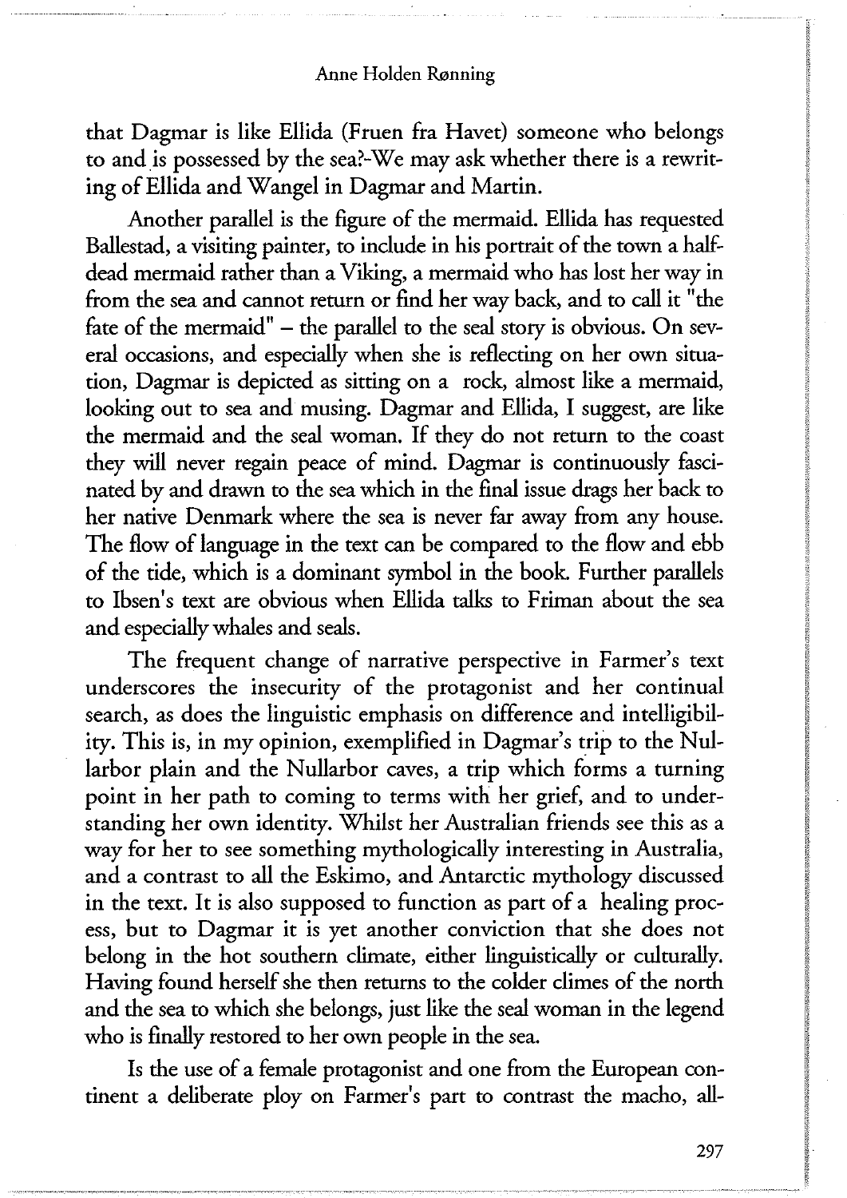that Dagmar is like Ellida (Fruen fra Havet) someone who belongs to and is possessed by the sea?-We may ask whether there is a rewriting of Ellida and Wangel in Dagmar and Martin.

Another parallel is the figure of the mermaid. Ellida has requested Ballestad, a visiting painter, to include in his portrait of the town a half-dead mermaid rather than a Viking, a mermaid who has lost her way in from the sea and cannot return or find her way back, and to call it "the fate of the mermaid" – the parallel to the seal story is obvious. On several occasions, and especially when she is reflecting on her own situation, Dagmar is depicted as sitting on a rock, almost like a mermaid, looking out to sea and musing. Dagmar and Ellida, I suggest, are like the mermaid and the seal woman. If they do not return to the coast they will never regain peace of mind. Dagmar is continuously fascinated by and drawn to the sea which in the final issue drags her back to her native Denmark where the sea is never far away from any house. The flow of language in the text can be compared to the flow and ebb of the tide, which is a dominant symbol in the book. Further parallels to Ibsen's text are obvious when Ellida talks to Friman about the sea and especially whales and seals.

The frequent change of narrative perspective in Farmer's text underscores the insecurity of the protagonist and her continual search, as does the linguistic emphasis on difference and intelligibility. This is, in my opinion, exemplified in Dagmar's trip to the Nullarbor plain and the Nullarbor caves, a trip which forms a turning point in her path to coming to terms with her grief, and to understanding her own identity. Whilst her Australian friends see this as a way for her to see something mythologically interesting in Australia, and a contrast to all the Eskimo, and Antarctic mythology discussed in the text. It is also supposed to function as part of a healing process, but to Dagmar it is yet another conviction that she does not belong in the hot southern climate, either linguistically or culturally. Having found herself she then returns to the colder climes of the north and the sea to which she belongs, just like the seal woman in the legend who is finally restored to her own people in the sea.

Is the use of a female protagonist and one from the European continent a deliberate ploy on Farmer's part to contrast the macho, all-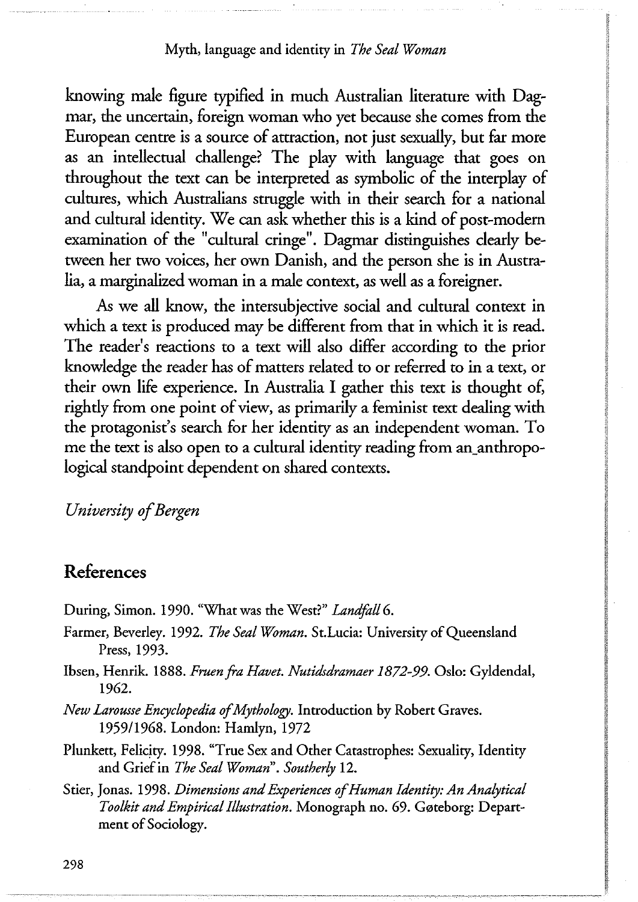knowing male figure typified in much Australian literature with Dagmar, the uncertain, foreign woman who yet because she comes from the European centre is a source of attraction, not just sexually, but far more as an intellectual challenge? The play with language that goes on throughout the text can be interpreted as symbolic of the interplay of cultures, which Australians struggle with in their search for a national and cultural identity. We can ask whether this is a kind of post-modern examination of the "cultural cringe". Dagmar distinguishes clearly between her two voices, her own Danish, and the person she is in Australia, a marginalized woman in a male context, as well as a foreigner.

As we all know, the intersubjective social and cultural context in which a text is produced may be different from that in which it is read. The reader's reactions to a text will also differ according to the prior knowledge the reader has of matters related to or referred to in a text, or their own life experience. In Australia I gather this text is thought of, rightly from one point of view, as primarily a feminist text dealing with the protagonist's search for her identity as an independent woman. To me the text is also open to a cultural identity reading from an anthropological standpoint dependent on shared contexts.

*University of Bergen*

## References

During, Simon. 1990. "What was the West?" *Landfall* 6.

Farmer, Beverley. 1992. *The Seal Woman*. St.Lucia: University of Queensland Press, 1993.

Ibsen, Henrik. 1888. *Fruen fra Havet. Nutidsdramaer 1872-99*. Oslo: Gyldendal, 1962.

*New Larousse Encyclopedia of Mythology*. Introduction by Robert Graves. 1959/1968. London: Hamlyn, 1972

Plunkett, Felicity. 1998. "True Sex and Other Catastrophes: Sexuality, Identity and Grief in *The Seal Woman*". *Southerly* 12.

Stier, Jonas. 1998. *Dimensions and Experiences of Human Identity: An Analytical Toolkit and Empirical Illustration*. Monograph no. 69. Gøteborg: Department of Sociology.